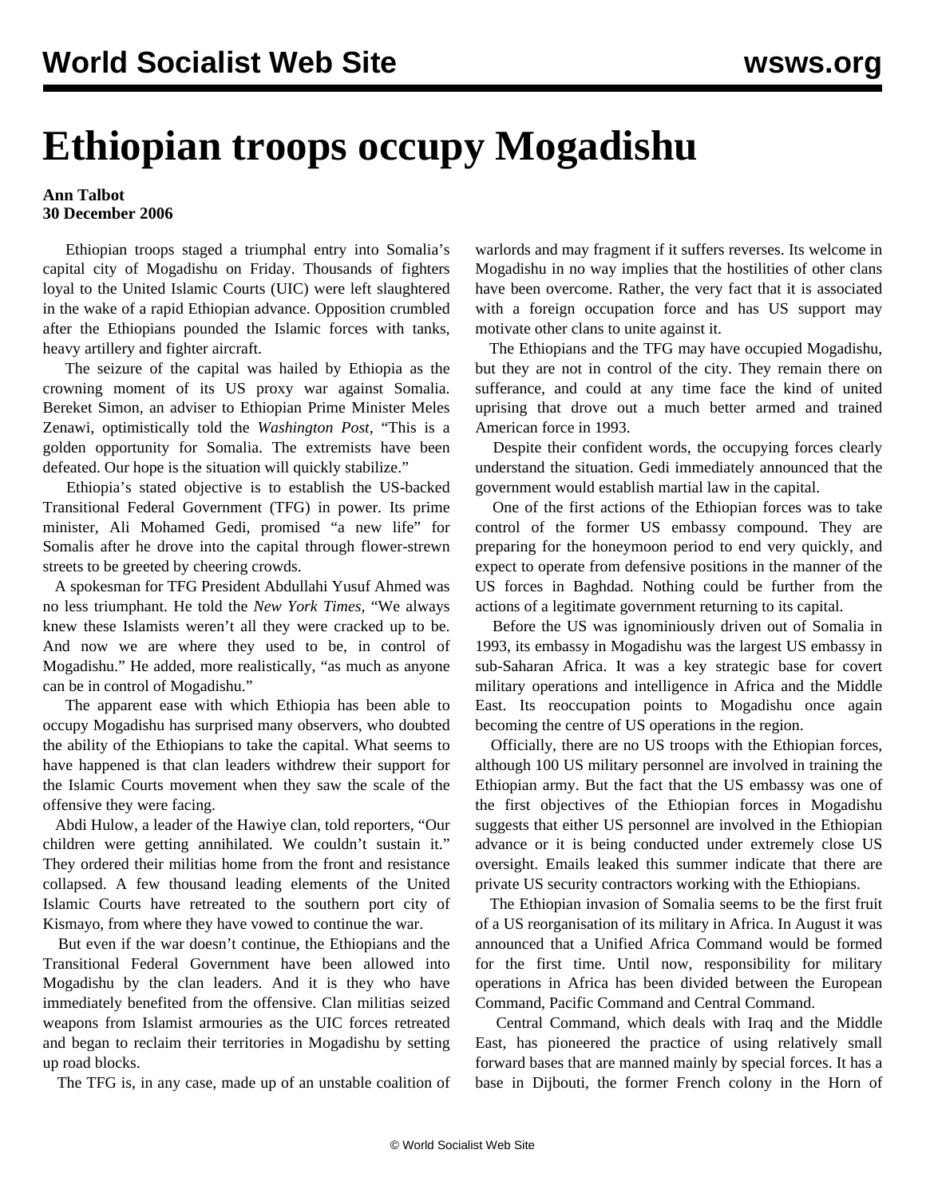# Ethiopian troops occupy Mogadishu

**Ann Talbot**
**30 December 2006**

Ethiopian troops staged a triumphal entry into Somalia's capital city of Mogadishu on Friday. Thousands of fighters loyal to the United Islamic Courts (UIC) were left slaughtered in the wake of a rapid Ethiopian advance. Opposition crumbled after the Ethiopians pounded the Islamic forces with tanks, heavy artillery and fighter aircraft.

The seizure of the capital was hailed by Ethiopia as the crowning moment of its US proxy war against Somalia. Bereket Simon, an adviser to Ethiopian Prime Minister Meles Zenawi, optimistically told the *Washington Post*, "This is a golden opportunity for Somalia. The extremists have been defeated. Our hope is the situation will quickly stabilize."

Ethiopia's stated objective is to establish the US-backed Transitional Federal Government (TFG) in power. Its prime minister, Ali Mohamed Gedi, promised "a new life" for Somalis after he drove into the capital through flower-strewn streets to be greeted by cheering crowds.

A spokesman for TFG President Abdullahi Yusuf Ahmed was no less triumphant. He told the *New York Times*, "We always knew these Islamists weren't all they were cracked up to be. And now we are where they used to be, in control of Mogadishu." He added, more realistically, "as much as anyone can be in control of Mogadishu."

The apparent ease with which Ethiopia has been able to occupy Mogadishu has surprised many observers, who doubted the ability of the Ethiopians to take the capital. What seems to have happened is that clan leaders withdrew their support for the Islamic Courts movement when they saw the scale of the offensive they were facing.

Abdi Hulow, a leader of the Hawiye clan, told reporters, "Our children were getting annihilated. We couldn't sustain it." They ordered their militias home from the front and resistance collapsed. A few thousand leading elements of the United Islamic Courts have retreated to the southern port city of Kismayo, from where they have vowed to continue the war.

But even if the war doesn't continue, the Ethiopians and the Transitional Federal Government have been allowed into Mogadishu by the clan leaders. And it is they who have immediately benefited from the offensive. Clan militias seized weapons from Islamist armouries as the UIC forces retreated and began to reclaim their territories in Mogadishu by setting up road blocks.

The TFG is, in any case, made up of an unstable coalition of warlords and may fragment if it suffers reverses. Its welcome in Mogadishu in no way implies that the hostilities of other clans have been overcome. Rather, the very fact that it is associated with a foreign occupation force and has US support may motivate other clans to unite against it.

The Ethiopians and the TFG may have occupied Mogadishu, but they are not in control of the city. They remain there on sufferance, and could at any time face the kind of united uprising that drove out a much better armed and trained American force in 1993.

Despite their confident words, the occupying forces clearly understand the situation. Gedi immediately announced that the government would establish martial law in the capital.

One of the first actions of the Ethiopian forces was to take control of the former US embassy compound. They are preparing for the honeymoon period to end very quickly, and expect to operate from defensive positions in the manner of the US forces in Baghdad. Nothing could be further from the actions of a legitimate government returning to its capital.

Before the US was ignominiously driven out of Somalia in 1993, its embassy in Mogadishu was the largest US embassy in sub-Saharan Africa. It was a key strategic base for covert military operations and intelligence in Africa and the Middle East. Its reoccupation points to Mogadishu once again becoming the centre of US operations in the region.

Officially, there are no US troops with the Ethiopian forces, although 100 US military personnel are involved in training the Ethiopian army. But the fact that the US embassy was one of the first objectives of the Ethiopian forces in Mogadishu suggests that either US personnel are involved in the Ethiopian advance or it is being conducted under extremely close US oversight. Emails leaked this summer indicate that there are private US security contractors working with the Ethiopians.

The Ethiopian invasion of Somalia seems to be the first fruit of a US reorganisation of its military in Africa. In August it was announced that a Unified Africa Command would be formed for the first time. Until now, responsibility for military operations in Africa has been divided between the European Command, Pacific Command and Central Command.

Central Command, which deals with Iraq and the Middle East, has pioneered the practice of using relatively small forward bases that are manned mainly by special forces. It has a base in Dijbouti, the former French colony in the Horn of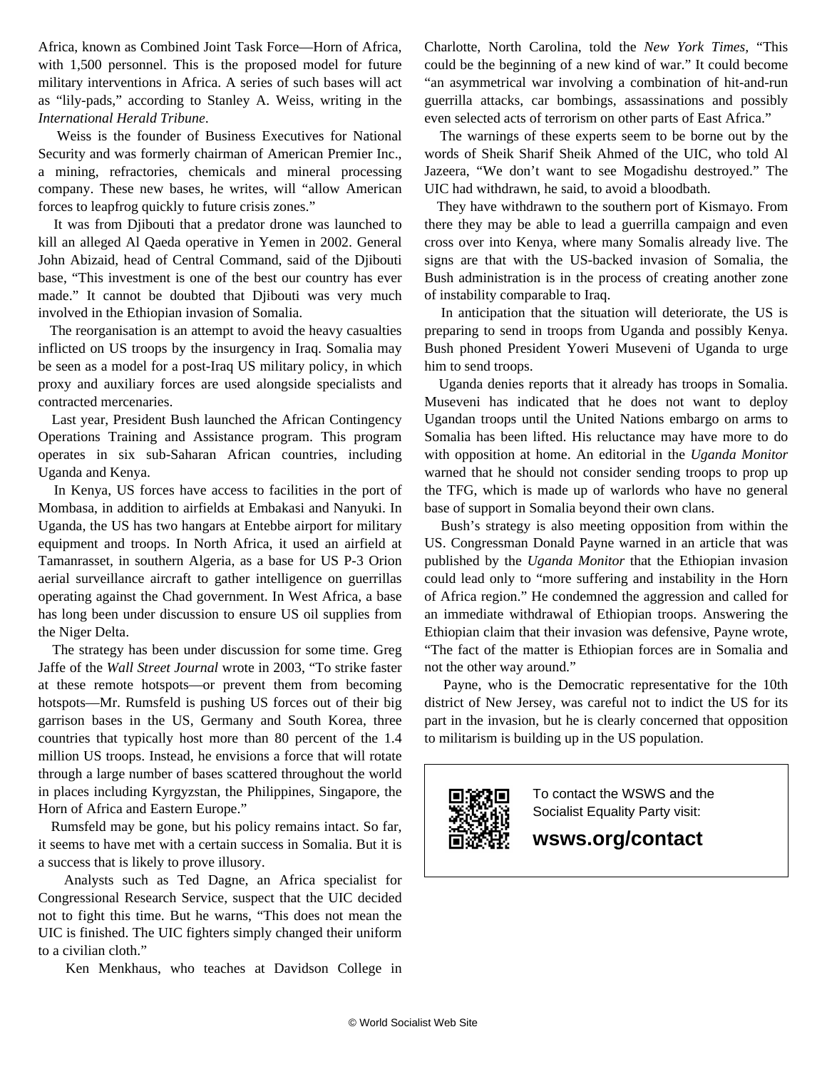Africa, known as Combined Joint Task Force—Horn of Africa, with 1,500 personnel. This is the proposed model for future military interventions in Africa. A series of such bases will act as “lily-pads,” according to Stanley A. Weiss, writing in the *International Herald Tribune*.

Weiss is the founder of Business Executives for National Security and was formerly chairman of American Premier Inc., a mining, refractories, chemicals and mineral processing company. These new bases, he writes, will “allow American forces to leapfrog quickly to future crisis zones.”

It was from Djibouti that a predator drone was launched to kill an alleged Al Qaeda operative in Yemen in 2002. General John Abizaid, head of Central Command, said of the Djibouti base, “This investment is one of the best our country has ever made.” It cannot be doubted that Djibouti was very much involved in the Ethiopian invasion of Somalia.

The reorganisation is an attempt to avoid the heavy casualties inflicted on US troops by the insurgency in Iraq. Somalia may be seen as a model for a post-Iraq US military policy, in which proxy and auxiliary forces are used alongside specialists and contracted mercenaries.

Last year, President Bush launched the African Contingency Operations Training and Assistance program. This program operates in six sub-Saharan African countries, including Uganda and Kenya.

In Kenya, US forces have access to facilities in the port of Mombasa, in addition to airfields at Embakasi and Nanyuki. In Uganda, the US has two hangars at Entebbe airport for military equipment and troops. In North Africa, it used an airfield at Tamanrasset, in southern Algeria, as a base for US P-3 Orion aerial surveillance aircraft to gather intelligence on guerrillas operating against the Chad government. In West Africa, a base has long been under discussion to ensure US oil supplies from the Niger Delta.

The strategy has been under discussion for some time. Greg Jaffe of the *Wall Street Journal* wrote in 2003, “To strike faster at these remote hotspots—or prevent them from becoming hotspots—Mr. Rumsfeld is pushing US forces out of their big garrison bases in the US, Germany and South Korea, three countries that typically host more than 80 percent of the 1.4 million US troops. Instead, he envisions a force that will rotate through a large number of bases scattered throughout the world in places including Kyrgyzstan, the Philippines, Singapore, the Horn of Africa and Eastern Europe.”

Rumsfeld may be gone, but his policy remains intact. So far, it seems to have met with a certain success in Somalia. But it is a success that is likely to prove illusory.

Analysts such as Ted Dagne, an Africa specialist for Congressional Research Service, suspect that the UIC decided not to fight this time. But he warns, “This does not mean the UIC is finished. The UIC fighters simply changed their uniform to a civilian cloth.”

Ken Menkhaus, who teaches at Davidson College in Charlotte, North Carolina, told the *New York Times*, “This could be the beginning of a new kind of war.” It could become “an asymmetrical war involving a combination of hit-and-run guerrilla attacks, car bombings, assassinations and possibly even selected acts of terrorism on other parts of East Africa.”

The warnings of these experts seem to be borne out by the words of Sheik Sharif Sheik Ahmed of the UIC, who told Al Jazeera, “We don’t want to see Mogadishu destroyed.” The UIC had withdrawn, he said, to avoid a bloodbath.

They have withdrawn to the southern port of Kismayo. From there they may be able to lead a guerrilla campaign and even cross over into Kenya, where many Somalis already live. The signs are that with the US-backed invasion of Somalia, the Bush administration is in the process of creating another zone of instability comparable to Iraq.

In anticipation that the situation will deteriorate, the US is preparing to send in troops from Uganda and possibly Kenya. Bush phoned President Yoweri Museveni of Uganda to urge him to send troops.

Uganda denies reports that it already has troops in Somalia. Museveni has indicated that he does not want to deploy Ugandan troops until the United Nations embargo on arms to Somalia has been lifted. His reluctance may have more to do with opposition at home. An editorial in the *Uganda Monitor* warned that he should not consider sending troops to prop up the TFG, which is made up of warlords who have no general base of support in Somalia beyond their own clans.

Bush’s strategy is also meeting opposition from within the US. Congressman Donald Payne warned in an article that was published by the *Uganda Monitor* that the Ethiopian invasion could lead only to “more suffering and instability in the Horn of Africa region.” He condemned the aggression and called for an immediate withdrawal of Ethiopian troops. Answering the Ethiopian claim that their invasion was defensive, Payne wrote, “The fact of the matter is Ethiopian forces are in Somalia and not the other way around.”

Payne, who is the Democratic representative for the 10th district of New Jersey, was careful not to indict the US for its part in the invasion, but he is clearly concerned that opposition to militarism is building up in the US population.

To contact the WSWS and the Socialist Equality Party visit:

**wsws.org/contact**